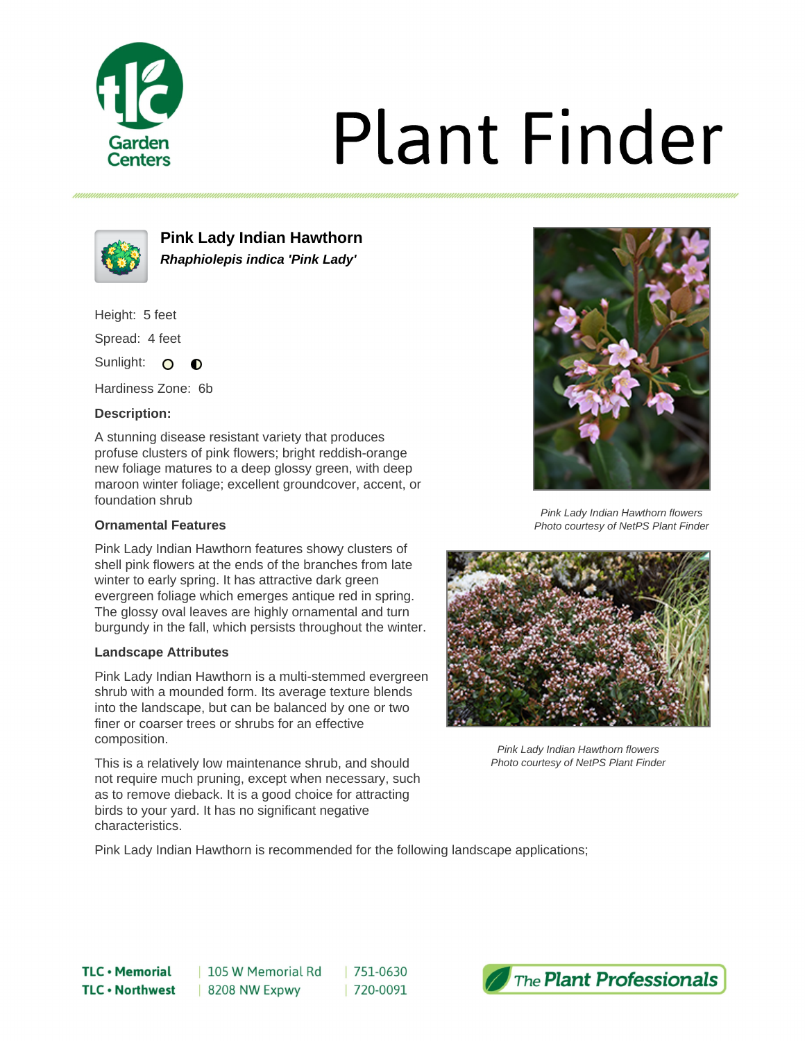# Plant Finder

## Pink Lady Indian Hawthorn

***Rhaphiolepis indica 'Pink Lady'***

Height: 5 feet

Spread: 4 feet

Sunlight:

Hardiness Zone: 6b

**Description:**

A stunning disease resistant variety that produces profuse clusters of pink flowers; bright reddish-orange new foliage matures to a deep glossy green, with deep maroon winter foliage; excellent groundcover, accent, or foundation shrub

### Ornamental Features

Pink Lady Indian Hawthorn features showy clusters of shell pink flowers at the ends of the branches from late winter to early spring. It has attractive dark green evergreen foliage which emerges antique red in spring. The glossy oval leaves are highly ornamental and turn burgundy in the fall, which persists throughout the winter.

### Landscape Attributes

Pink Lady Indian Hawthorn is a multi-stemmed evergreen shrub with a mounded form. Its average texture blends into the landscape, but can be balanced by one or two finer or coarser trees or shrubs for an effective composition.

This is a relatively low maintenance shrub, and should not require much pruning, except when necessary, such as to remove dieback. It is a good choice for attracting birds to your yard. It has no significant negative characteristics.

*Pink Lady Indian Hawthorn flowers*
*Photo courtesy of NetPS Plant Finder*

*Pink Lady Indian Hawthorn flowers*
*Photo courtesy of NetPS Plant Finder*

Pink Lady Indian Hawthorn is recommended for the following landscape applications;

**TLC • Memorial** | 105 W Memorial Rd | 751-0630
**TLC • Northwest** | 8208 NW Expwy | 720-0091

*The Plant Professionals*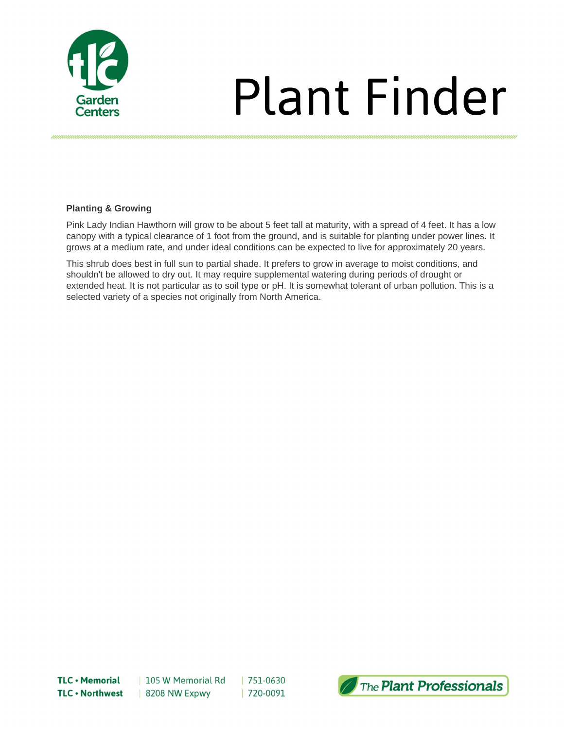# Plant Finder

**Planting & Growing**

Pink Lady Indian Hawthorn will grow to be about 5 feet tall at maturity, with a spread of 4 feet. It has a low canopy with a typical clearance of 1 foot from the ground, and is suitable for planting under power lines. It grows at a medium rate, and under ideal conditions can be expected to live for approximately 20 years.

This shrub does best in full sun to partial shade. It prefers to grow in average to moist conditions, and shouldn't be allowed to dry out. It may require supplemental watering during periods of drought or extended heat. It is not particular as to soil type or pH. It is somewhat tolerant of urban pollution. This is a selected variety of a species not originally from North America.